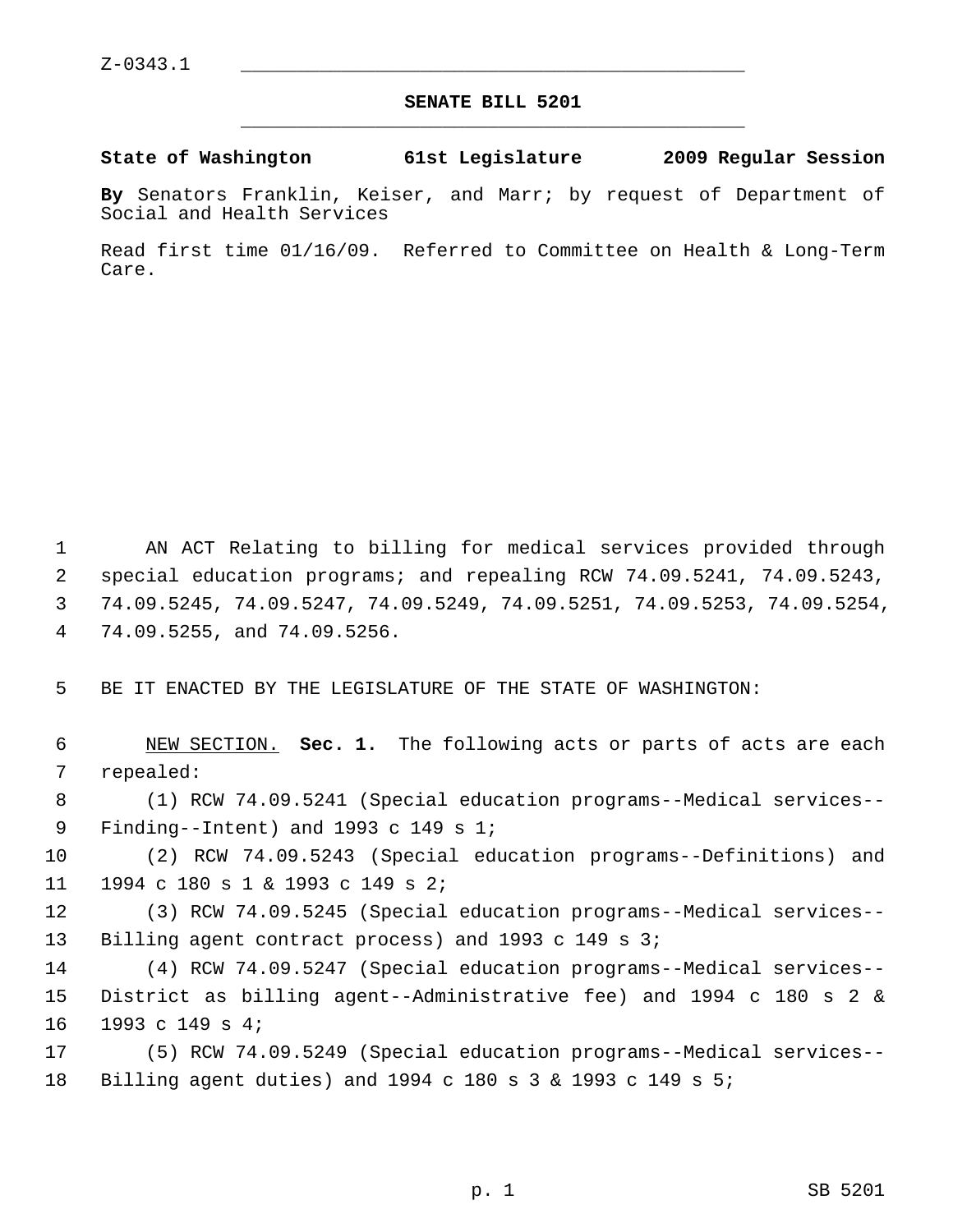Z-0343.1

**SENATE BILL 5201**

**State of Washington 61st Legislature 2009 Regular Session**

**By** Senators Franklin, Keiser, and Marr; by request of Department of Social and Health Services

Read first time 01/16/09. Referred to Committee on Health & Long-Term Care.

AN ACT Relating to billing for medical services provided through special education programs; and repealing RCW 74.09.5241, 74.09.5243, 74.09.5245, 74.09.5247, 74.09.5249, 74.09.5251, 74.09.5253, 74.09.5254, 74.09.5255, and 74.09.5256.

BE IT ENACTED BY THE LEGISLATURE OF THE STATE OF WASHINGTON:

NEW SECTION. **Sec. 1.** The following acts or parts of acts are each repealed:

(1) RCW 74.09.5241 (Special education programs--Medical services--Finding--Intent) and 1993 c 149 s 1;

(2) RCW 74.09.5243 (Special education programs--Definitions) and 1994 c 180 s 1 & 1993 c 149 s 2;

(3) RCW 74.09.5245 (Special education programs--Medical services--Billing agent contract process) and 1993 c 149 s 3;

(4) RCW 74.09.5247 (Special education programs--Medical services--District as billing agent--Administrative fee) and 1994 c 180 s 2 & 1993 c 149 s 4;

(5) RCW 74.09.5249 (Special education programs--Medical services--Billing agent duties) and 1994 c 180 s 3 & 1993 c 149 s 5;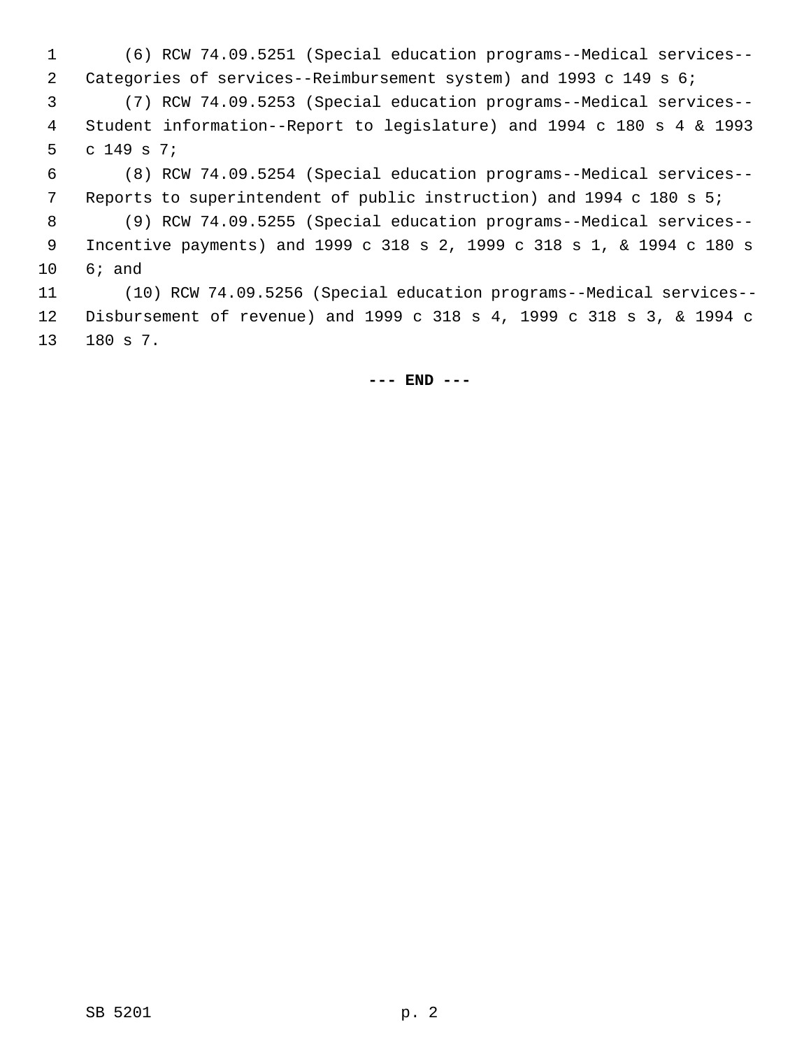(6) RCW 74.09.5251 (Special education programs--Medical services--Categories of services--Reimbursement system) and 1993 c 149 s 6;

(7) RCW 74.09.5253 (Special education programs--Medical services--Student information--Report to legislature) and 1994 c 180 s 4 & 1993 c 149 s 7;

(8) RCW 74.09.5254 (Special education programs--Medical services--Reports to superintendent of public instruction) and 1994 c 180 s 5;

(9) RCW 74.09.5255 (Special education programs--Medical services--Incentive payments) and 1999 c 318 s 2, 1999 c 318 s 1, & 1994 c 180 s 6; and

(10) RCW 74.09.5256 (Special education programs--Medical services--Disbursement of revenue) and 1999 c 318 s 4, 1999 c 318 s 3, & 1994 c 180 s 7.

**--- END ---**